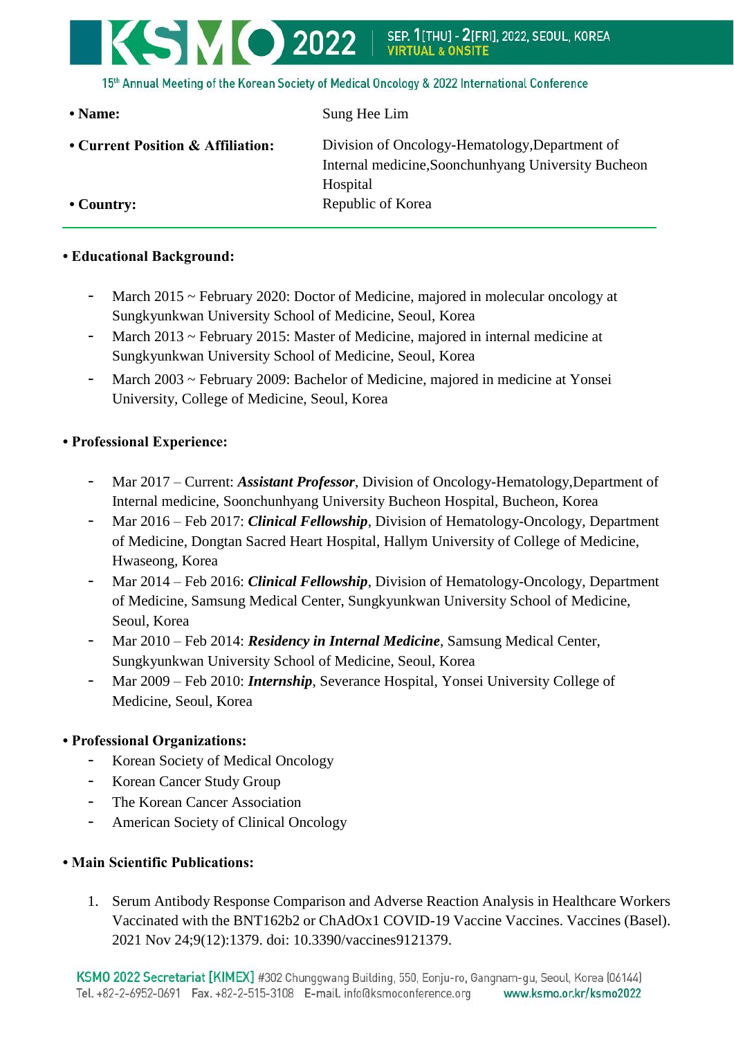- **Name:** Sung Hee Lim
- **Current Position & Affiliation:** Division of Oncology-Hematology,Department of Internal medicine,Soonchunhyang University Bucheon Hospital
- **Country:** Republic of Korea

---

**• Educational Background:**

- March 2015 ~ February 2020: Doctor of Medicine, majored in molecular oncology at Sungkyunkwan University School of Medicine, Seoul, Korea
- March 2013 ~ February 2015: Master of Medicine, majored in internal medicine at Sungkyunkwan University School of Medicine, Seoul, Korea
- March 2003 ~ February 2009: Bachelor of Medicine, majored in medicine at Yonsei University, College of Medicine, Seoul, Korea

**• Professional Experience:**

- Mar 2017 – Current: ***Assistant Professor***, Division of Oncology-Hematology,Department of Internal medicine, Soonchunhyang University Bucheon Hospital, Bucheon, Korea
- Mar 2016 – Feb 2017: ***Clinical Fellowship***, Division of Hematology-Oncology, Department of Medicine, Dongtan Sacred Heart Hospital, Hallym University of College of Medicine, Hwaseong, Korea
- Mar 2014 – Feb 2016: ***Clinical Fellowship***, Division of Hematology-Oncology, Department of Medicine, Samsung Medical Center, Sungkyunkwan University School of Medicine, Seoul, Korea
- Mar 2010 – Feb 2014: ***Residency in Internal Medicine***, Samsung Medical Center, Sungkyunkwan University School of Medicine, Seoul, Korea
- Mar 2009 – Feb 2010: ***Internship***, Severance Hospital, Yonsei University College of Medicine, Seoul, Korea

**• Professional Organizations:**

- Korean Society of Medical Oncology
- Korean Cancer Study Group
- The Korean Cancer Association
- American Society of Clinical Oncology

**• Main Scientific Publications:**

1. Serum Antibody Response Comparison and Adverse Reaction Analysis in Healthcare Workers Vaccinated with the BNT162b2 or ChAdOx1 COVID-19 Vaccine Vaccines. Vaccines (Basel). 2021 Nov 24;9(12):1379. doi: 10.3390/vaccines9121379.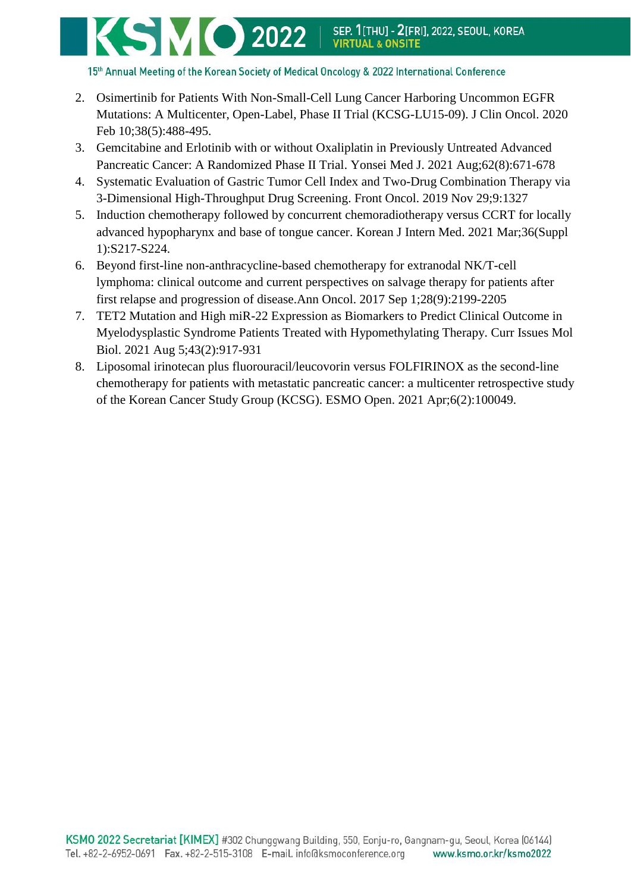2. Osimertinib for Patients With Non-Small-Cell Lung Cancer Harboring Uncommon EGFR Mutations: A Multicenter, Open-Label, Phase II Trial (KCSG-LU15-09). J Clin Oncol. 2020 Feb 10;38(5):488-495.
3. Gemcitabine and Erlotinib with or without Oxaliplatin in Previously Untreated Advanced Pancreatic Cancer: A Randomized Phase II Trial. Yonsei Med J. 2021 Aug;62(8):671-678
4. Systematic Evaluation of Gastric Tumor Cell Index and Two-Drug Combination Therapy via 3-Dimensional High-Throughput Drug Screening. Front Oncol. 2019 Nov 29;9:1327
5. Induction chemotherapy followed by concurrent chemoradiotherapy versus CCRT for locally advanced hypopharynx and base of tongue cancer. Korean J Intern Med. 2021 Mar;36(Suppl 1):S217-S224.
6. Beyond first-line non-anthracycline-based chemotherapy for extranodal NK/T-cell lymphoma: clinical outcome and current perspectives on salvage therapy for patients after first relapse and progression of disease.Ann Oncol. 2017 Sep 1;28(9):2199-2205
7. TET2 Mutation and High miR-22 Expression as Biomarkers to Predict Clinical Outcome in Myelodysplastic Syndrome Patients Treated with Hypomethylating Therapy. Curr Issues Mol Biol. 2021 Aug 5;43(2):917-931
8. Liposomal irinotecan plus fluorouracil/leucovorin versus FOLFIRINOX as the second-line chemotherapy for patients with metastatic pancreatic cancer: a multicenter retrospective study of the Korean Cancer Study Group (KCSG). ESMO Open. 2021 Apr;6(2):100049.